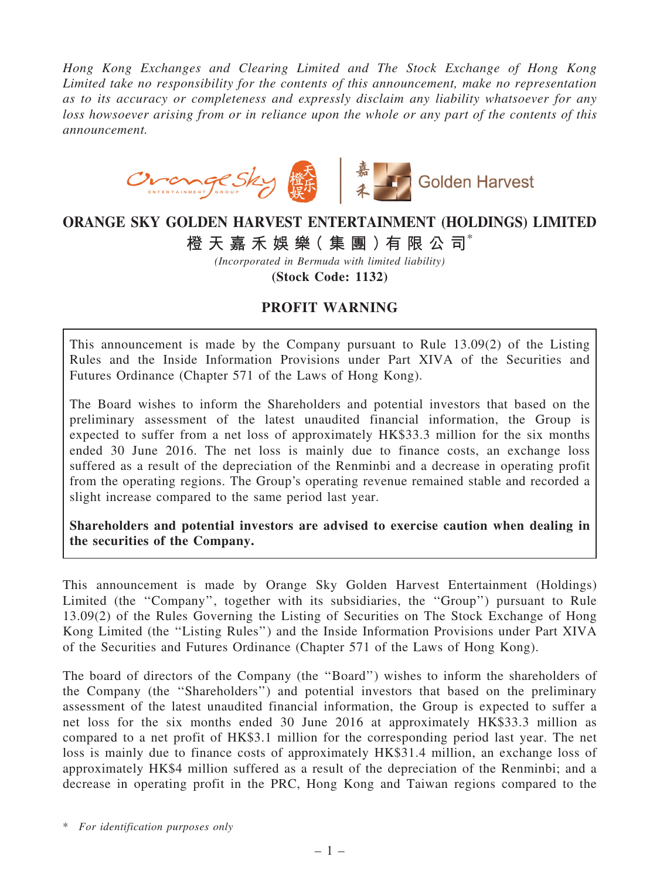*Hong Kong Exchanges and Clearing Limited and The Stock Exchange of Hong Kong Limited take no responsibility for the contents of this announcement, make no representation as to its accuracy or completeness and expressly disclaim any liability whatsoever for any loss howsoever arising from or in reliance upon the whole or any part of the contents of this announcement.*

# ORANGE SKY GOLDEN HARVEST ENTERTAINMENT (HOLDINGS) LIMITED

## 橙天嘉禾娛樂（集團）有限公司*

*(Incorporated in Bermuda with limited liability)*

**(Stock Code: 1132)**

## PROFIT WARNING

This announcement is made by the Company pursuant to Rule 13.09(2) of the Listing Rules and the Inside Information Provisions under Part XIVA of the Securities and Futures Ordinance (Chapter 571 of the Laws of Hong Kong).

The Board wishes to inform the Shareholders and potential investors that based on the preliminary assessment of the latest unaudited financial information, the Group is expected to suffer from a net loss of approximately HK$33.3 million for the six months ended 30 June 2016. The net loss is mainly due to finance costs, an exchange loss suffered as a result of the depreciation of the Renminbi and a decrease in operating profit from the operating regions. The Group's operating revenue remained stable and recorded a slight increase compared to the same period last year.

**Shareholders and potential investors are advised to exercise caution when dealing in the securities of the Company.**

This announcement is made by Orange Sky Golden Harvest Entertainment (Holdings) Limited (the "Company", together with its subsidiaries, the "Group") pursuant to Rule 13.09(2) of the Rules Governing the Listing of Securities on The Stock Exchange of Hong Kong Limited (the "Listing Rules") and the Inside Information Provisions under Part XIVA of the Securities and Futures Ordinance (Chapter 571 of the Laws of Hong Kong).

The board of directors of the Company (the "Board") wishes to inform the shareholders of the Company (the "Shareholders") and potential investors that based on the preliminary assessment of the latest unaudited financial information, the Group is expected to suffer a net loss for the six months ended 30 June 2016 at approximately HK$33.3 million as compared to a net profit of HK$3.1 million for the corresponding period last year. The net loss is mainly due to finance costs of approximately HK$31.4 million, an exchange loss of approximately HK$4 million suffered as a result of the depreciation of the Renminbi; and a decrease in operating profit in the PRC, Hong Kong and Taiwan regions compared to the

\* *For identification purposes only*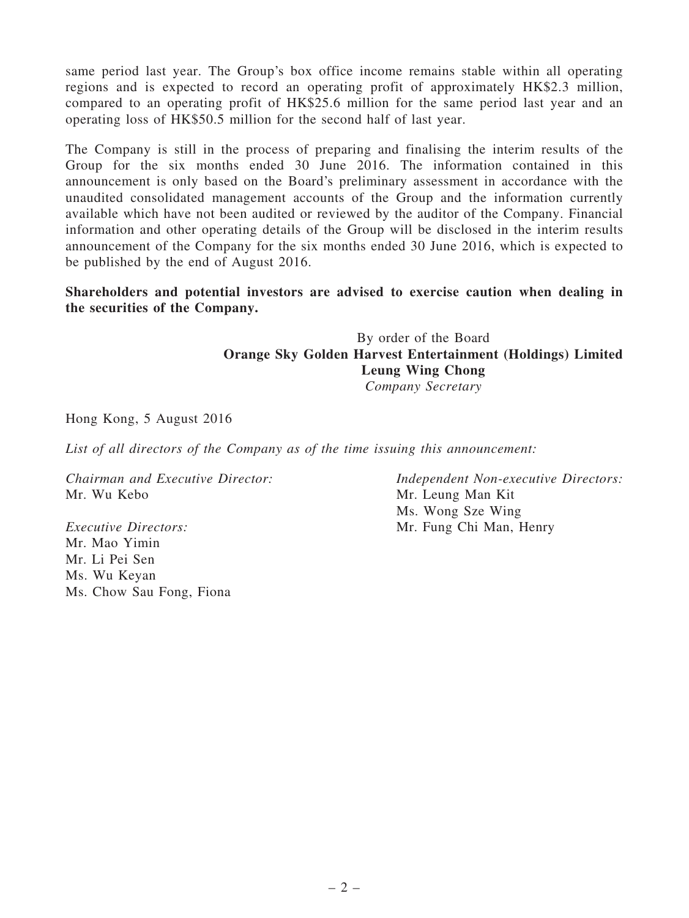same period last year. The Group's box office income remains stable within all operating regions and is expected to record an operating profit of approximately HK$2.3 million, compared to an operating profit of HK$25.6 million for the same period last year and an operating loss of HK$50.5 million for the second half of last year.

The Company is still in the process of preparing and finalising the interim results of the Group for the six months ended 30 June 2016. The information contained in this announcement is only based on the Board's preliminary assessment in accordance with the unaudited consolidated management accounts of the Group and the information currently available which have not been audited or reviewed by the auditor of the Company. Financial information and other operating details of the Group will be disclosed in the interim results announcement of the Company for the six months ended 30 June 2016, which is expected to be published by the end of August 2016.

**Shareholders and potential investors are advised to exercise caution when dealing in the securities of the Company.**

By order of the Board
**Orange Sky Golden Harvest Entertainment (Holdings) Limited**
**Leung Wing Chong**
*Company Secretary*

Hong Kong, 5 August 2016

*List of all directors of the Company as of the time issuing this announcement:*

*Chairman and Executive Director:*
Mr. Wu Kebo

*Executive Directors:*
Mr. Mao Yimin
Mr. Li Pei Sen
Ms. Wu Keyan
Ms. Chow Sau Fong, Fiona

*Independent Non-executive Directors:*
Mr. Leung Man Kit
Ms. Wong Sze Wing
Mr. Fung Chi Man, Henry